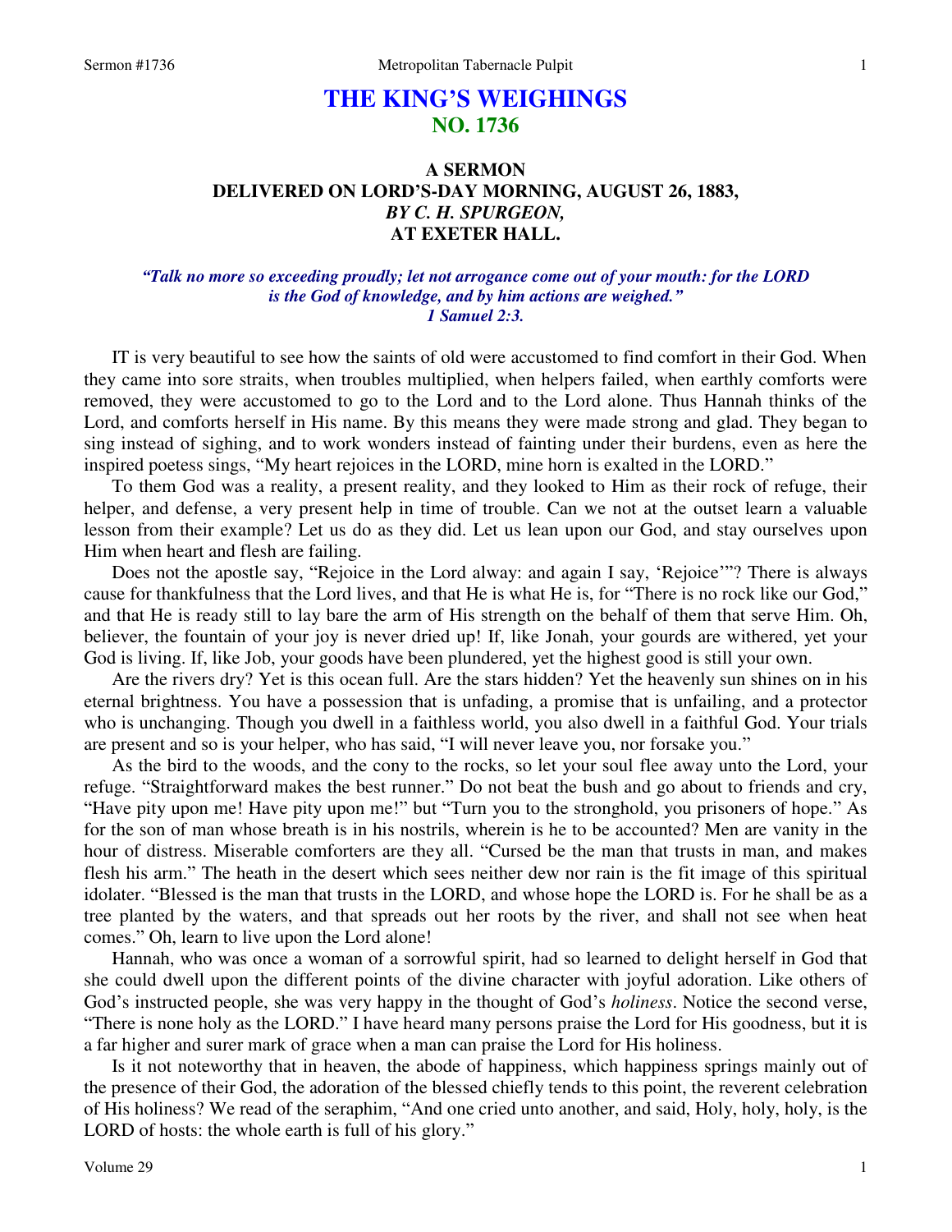# THE KING'S WEIGHINGS
## NO. 1736

### A SERMON
### DELIVERED ON LORD'S-DAY MORNING, AUGUST 26, 1883,
### *BY C. H. SPURGEON,*
### AT EXETER HALL.

***"Talk no more so exceeding proudly; let not arrogance come out of your mouth: for the LORD is the God of knowledge, and by him actions are weighed."***
***1 Samuel 2:3.***

IT is very beautiful to see how the saints of old were accustomed to find comfort in their God. When they came into sore straits, when troubles multiplied, when helpers failed, when earthly comforts were removed, they were accustomed to go to the Lord and to the Lord alone. Thus Hannah thinks of the Lord, and comforts herself in His name. By this means they were made strong and glad. They began to sing instead of sighing, and to work wonders instead of fainting under their burdens, even as here the inspired poetess sings, "My heart rejoices in the LORD, mine horn is exalted in the LORD."

To them God was a reality, a present reality, and they looked to Him as their rock of refuge, their helper, and defense, a very present help in time of trouble. Can we not at the outset learn a valuable lesson from their example? Let us do as they did. Let us lean upon our God, and stay ourselves upon Him when heart and flesh are failing.

Does not the apostle say, "Rejoice in the Lord alway: and again I say, 'Rejoice'"? There is always cause for thankfulness that the Lord lives, and that He is what He is, for "There is no rock like our God," and that He is ready still to lay bare the arm of His strength on the behalf of them that serve Him. Oh, believer, the fountain of your joy is never dried up! If, like Jonah, your gourds are withered, yet your God is living. If, like Job, your goods have been plundered, yet the highest good is still your own.

Are the rivers dry? Yet is this ocean full. Are the stars hidden? Yet the heavenly sun shines on in his eternal brightness. You have a possession that is unfading, a promise that is unfailing, and a protector who is unchanging. Though you dwell in a faithless world, you also dwell in a faithful God. Your trials are present and so is your helper, who has said, "I will never leave you, nor forsake you."

As the bird to the woods, and the cony to the rocks, so let your soul flee away unto the Lord, your refuge. "Straightforward makes the best runner." Do not beat the bush and go about to friends and cry, "Have pity upon me! Have pity upon me!" but "Turn you to the stronghold, you prisoners of hope." As for the son of man whose breath is in his nostrils, wherein is he to be accounted? Men are vanity in the hour of distress. Miserable comforters are they all. "Cursed be the man that trusts in man, and makes flesh his arm." The heath in the desert which sees neither dew nor rain is the fit image of this spiritual idolater. "Blessed is the man that trusts in the LORD, and whose hope the LORD is. For he shall be as a tree planted by the waters, and that spreads out her roots by the river, and shall not see when heat comes." Oh, learn to live upon the Lord alone!

Hannah, who was once a woman of a sorrowful spirit, had so learned to delight herself in God that she could dwell upon the different points of the divine character with joyful adoration. Like others of God's instructed people, she was very happy in the thought of God's *holiness*. Notice the second verse, "There is none holy as the LORD." I have heard many persons praise the Lord for His goodness, but it is a far higher and surer mark of grace when a man can praise the Lord for His holiness.

Is it not noteworthy that in heaven, the abode of happiness, which happiness springs mainly out of the presence of their God, the adoration of the blessed chiefly tends to this point, the reverent celebration of His holiness? We read of the seraphim, "And one cried unto another, and said, Holy, holy, holy, is the LORD of hosts: the whole earth is full of his glory."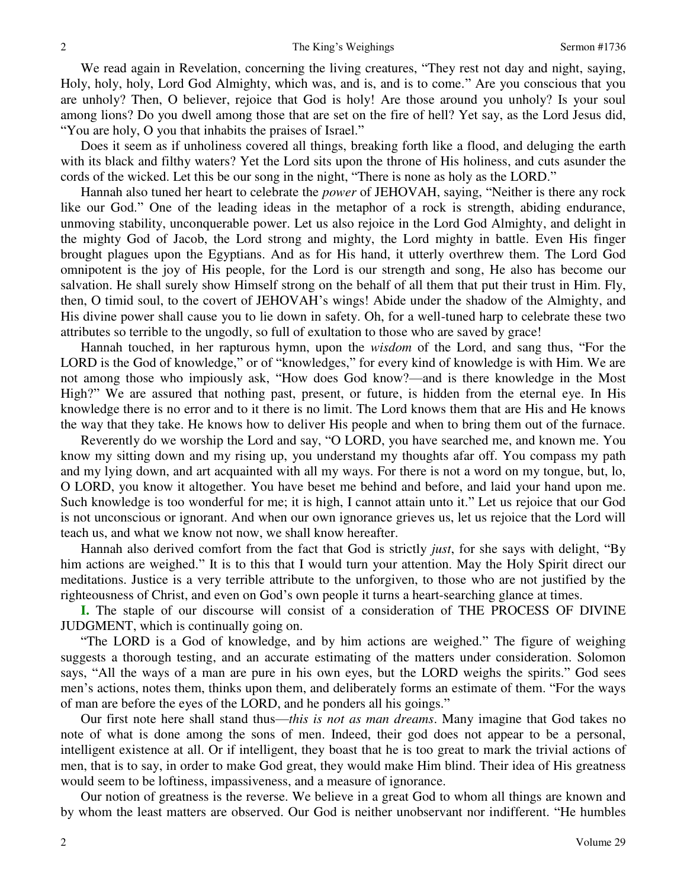We read again in Revelation, concerning the living creatures, "They rest not day and night, saying, Holy, holy, holy, Lord God Almighty, which was, and is, and is to come." Are you conscious that you are unholy? Then, O believer, rejoice that God is holy! Are those around you unholy? Is your soul among lions? Do you dwell among those that are set on the fire of hell? Yet say, as the Lord Jesus did, "You are holy, O you that inhabits the praises of Israel."

Does it seem as if unholiness covered all things, breaking forth like a flood, and deluging the earth with its black and filthy waters? Yet the Lord sits upon the throne of His holiness, and cuts asunder the cords of the wicked. Let this be our song in the night, "There is none as holy as the LORD."

Hannah also tuned her heart to celebrate the *power* of JEHOVAH, saying, "Neither is there any rock like our God." One of the leading ideas in the metaphor of a rock is strength, abiding endurance, unmoving stability, unconquerable power. Let us also rejoice in the Lord God Almighty, and delight in the mighty God of Jacob, the Lord strong and mighty, the Lord mighty in battle. Even His finger brought plagues upon the Egyptians. And as for His hand, it utterly overthrew them. The Lord God omnipotent is the joy of His people, for the Lord is our strength and song, He also has become our salvation. He shall surely show Himself strong on the behalf of all them that put their trust in Him. Fly, then, O timid soul, to the covert of JEHOVAH's wings! Abide under the shadow of the Almighty, and His divine power shall cause you to lie down in safety. Oh, for a well-tuned harp to celebrate these two attributes so terrible to the ungodly, so full of exultation to those who are saved by grace!

Hannah touched, in her rapturous hymn, upon the *wisdom* of the Lord, and sang thus, "For the LORD is the God of knowledge," or of "knowledges," for every kind of knowledge is with Him. We are not among those who impiously ask, "How does God know?—and is there knowledge in the Most High?" We are assured that nothing past, present, or future, is hidden from the eternal eye. In His knowledge there is no error and to it there is no limit. The Lord knows them that are His and He knows the way that they take. He knows how to deliver His people and when to bring them out of the furnace.

Reverently do we worship the Lord and say, "O LORD, you have searched me, and known me. You know my sitting down and my rising up, you understand my thoughts afar off. You compass my path and my lying down, and art acquainted with all my ways. For there is not a word on my tongue, but, lo, O LORD, you know it altogether. You have beset me behind and before, and laid your hand upon me. Such knowledge is too wonderful for me; it is high, I cannot attain unto it." Let us rejoice that our God is not unconscious or ignorant. And when our own ignorance grieves us, let us rejoice that the Lord will teach us, and what we know not now, we shall know hereafter.

Hannah also derived comfort from the fact that God is strictly *just*, for she says with delight, "By him actions are weighed." It is to this that I would turn your attention. May the Holy Spirit direct our meditations. Justice is a very terrible attribute to the unforgiven, to those who are not justified by the righteousness of Christ, and even on God's own people it turns a heart-searching glance at times.

**I.** The staple of our discourse will consist of a consideration of THE PROCESS OF DIVINE JUDGMENT, which is continually going on.

"The LORD is a God of knowledge, and by him actions are weighed." The figure of weighing suggests a thorough testing, and an accurate estimating of the matters under consideration. Solomon says, "All the ways of a man are pure in his own eyes, but the LORD weighs the spirits." God sees men's actions, notes them, thinks upon them, and deliberately forms an estimate of them. "For the ways of man are before the eyes of the LORD, and he ponders all his goings."

Our first note here shall stand thus—*this is not as man dreams*. Many imagine that God takes no note of what is done among the sons of men. Indeed, their god does not appear to be a personal, intelligent existence at all. Or if intelligent, they boast that he is too great to mark the trivial actions of men, that is to say, in order to make God great, they would make Him blind. Their idea of His greatness would seem to be loftiness, impassiveness, and a measure of ignorance.

Our notion of greatness is the reverse. We believe in a great God to whom all things are known and by whom the least matters are observed. Our God is neither unobservant nor indifferent. "He humbles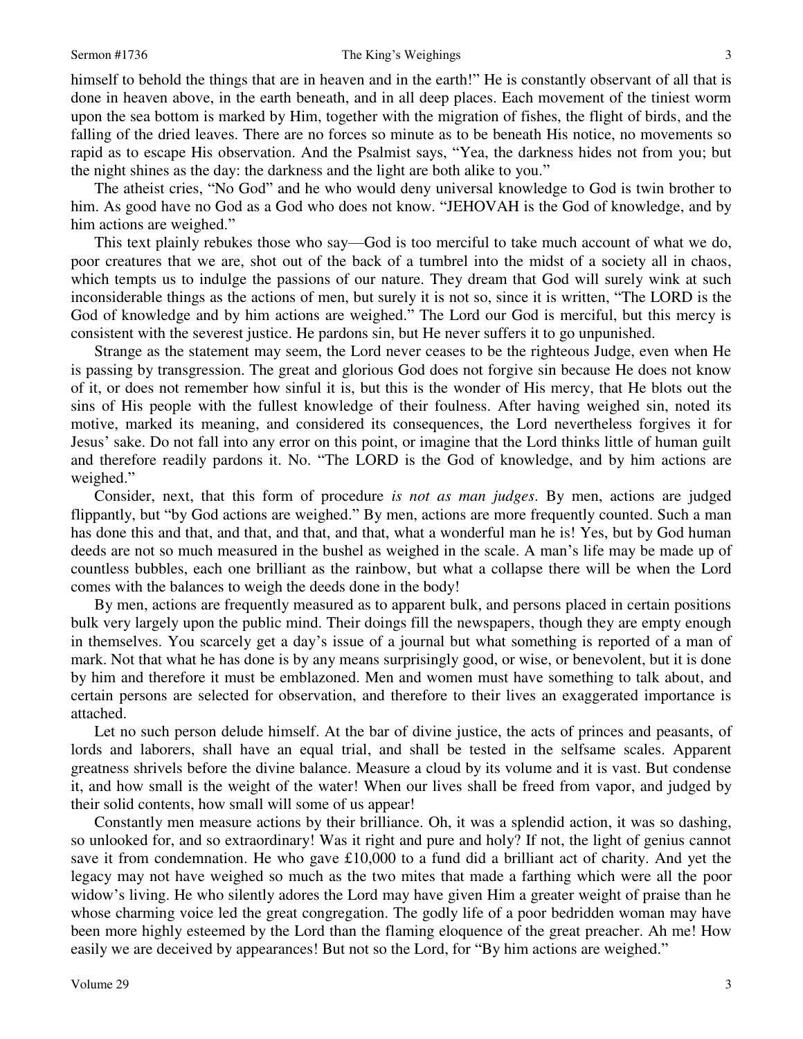himself to behold the things that are in heaven and in the earth!" He is constantly observant of all that is done in heaven above, in the earth beneath, and in all deep places. Each movement of the tiniest worm upon the sea bottom is marked by Him, together with the migration of fishes, the flight of birds, and the falling of the dried leaves. There are no forces so minute as to be beneath His notice, no movements so rapid as to escape His observation. And the Psalmist says, "Yea, the darkness hides not from you; but the night shines as the day: the darkness and the light are both alike to you."

The atheist cries, "No God" and he who would deny universal knowledge to God is twin brother to him. As good have no God as a God who does not know. "JEHOVAH is the God of knowledge, and by him actions are weighed."

This text plainly rebukes those who say—God is too merciful to take much account of what we do, poor creatures that we are, shot out of the back of a tumbrel into the midst of a society all in chaos, which tempts us to indulge the passions of our nature. They dream that God will surely wink at such inconsiderable things as the actions of men, but surely it is not so, since it is written, "The LORD is the God of knowledge and by him actions are weighed." The Lord our God is merciful, but this mercy is consistent with the severest justice. He pardons sin, but He never suffers it to go unpunished.

Strange as the statement may seem, the Lord never ceases to be the righteous Judge, even when He is passing by transgression. The great and glorious God does not forgive sin because He does not know of it, or does not remember how sinful it is, but this is the wonder of His mercy, that He blots out the sins of His people with the fullest knowledge of their foulness. After having weighed sin, noted its motive, marked its meaning, and considered its consequences, the Lord nevertheless forgives it for Jesus' sake. Do not fall into any error on this point, or imagine that the Lord thinks little of human guilt and therefore readily pardons it. No. "The LORD is the God of knowledge, and by him actions are weighed."

Consider, next, that this form of procedure *is not as man judges*. By men, actions are judged flippantly, but "by God actions are weighed." By men, actions are more frequently counted. Such a man has done this and that, and that, and that, and that, what a wonderful man he is! Yes, but by God human deeds are not so much measured in the bushel as weighed in the scale. A man's life may be made up of countless bubbles, each one brilliant as the rainbow, but what a collapse there will be when the Lord comes with the balances to weigh the deeds done in the body!

By men, actions are frequently measured as to apparent bulk, and persons placed in certain positions bulk very largely upon the public mind. Their doings fill the newspapers, though they are empty enough in themselves. You scarcely get a day's issue of a journal but what something is reported of a man of mark. Not that what he has done is by any means surprisingly good, or wise, or benevolent, but it is done by him and therefore it must be emblazoned. Men and women must have something to talk about, and certain persons are selected for observation, and therefore to their lives an exaggerated importance is attached.

Let no such person delude himself. At the bar of divine justice, the acts of princes and peasants, of lords and laborers, shall have an equal trial, and shall be tested in the selfsame scales. Apparent greatness shrivels before the divine balance. Measure a cloud by its volume and it is vast. But condense it, and how small is the weight of the water! When our lives shall be freed from vapor, and judged by their solid contents, how small will some of us appear!

Constantly men measure actions by their brilliance. Oh, it was a splendid action, it was so dashing, so unlooked for, and so extraordinary! Was it right and pure and holy? If not, the light of genius cannot save it from condemnation. He who gave £10,000 to a fund did a brilliant act of charity. And yet the legacy may not have weighed so much as the two mites that made a farthing which were all the poor widow's living. He who silently adores the Lord may have given Him a greater weight of praise than he whose charming voice led the great congregation. The godly life of a poor bedridden woman may have been more highly esteemed by the Lord than the flaming eloquence of the great preacher. Ah me! How easily we are deceived by appearances! But not so the Lord, for "By him actions are weighed."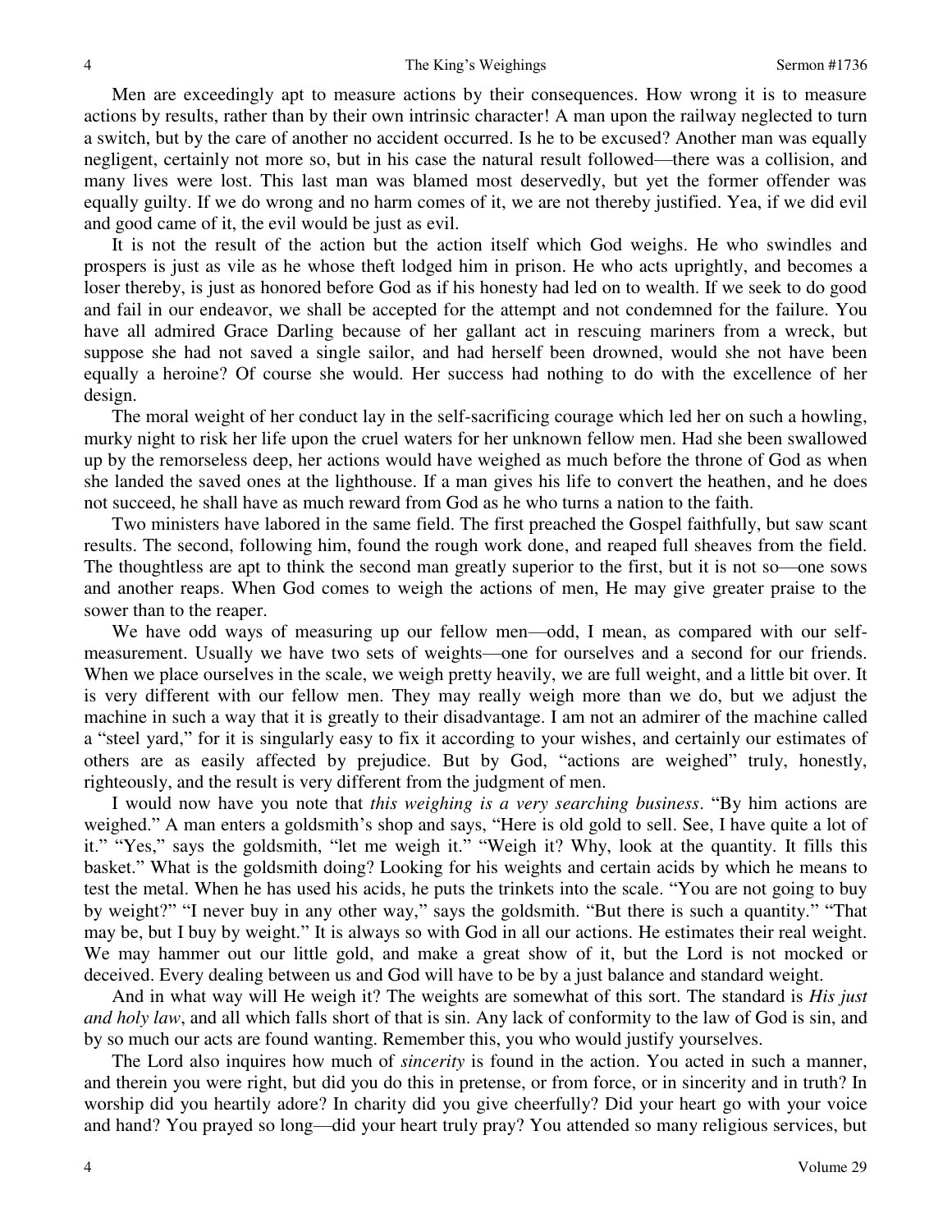Men are exceedingly apt to measure actions by their consequences. How wrong it is to measure actions by results, rather than by their own intrinsic character! A man upon the railway neglected to turn a switch, but by the care of another no accident occurred. Is he to be excused? Another man was equally negligent, certainly not more so, but in his case the natural result followed—there was a collision, and many lives were lost. This last man was blamed most deservedly, but yet the former offender was equally guilty. If we do wrong and no harm comes of it, we are not thereby justified. Yea, if we did evil and good came of it, the evil would be just as evil.

It is not the result of the action but the action itself which God weighs. He who swindles and prospers is just as vile as he whose theft lodged him in prison. He who acts uprightly, and becomes a loser thereby, is just as honored before God as if his honesty had led on to wealth. If we seek to do good and fail in our endeavor, we shall be accepted for the attempt and not condemned for the failure. You have all admired Grace Darling because of her gallant act in rescuing mariners from a wreck, but suppose she had not saved a single sailor, and had herself been drowned, would she not have been equally a heroine? Of course she would. Her success had nothing to do with the excellence of her design.

The moral weight of her conduct lay in the self-sacrificing courage which led her on such a howling, murky night to risk her life upon the cruel waters for her unknown fellow men. Had she been swallowed up by the remorseless deep, her actions would have weighed as much before the throne of God as when she landed the saved ones at the lighthouse. If a man gives his life to convert the heathen, and he does not succeed, he shall have as much reward from God as he who turns a nation to the faith.

Two ministers have labored in the same field. The first preached the Gospel faithfully, but saw scant results. The second, following him, found the rough work done, and reaped full sheaves from the field. The thoughtless are apt to think the second man greatly superior to the first, but it is not so—one sows and another reaps. When God comes to weigh the actions of men, He may give greater praise to the sower than to the reaper.

We have odd ways of measuring up our fellow men—odd, I mean, as compared with our self-measurement. Usually we have two sets of weights—one for ourselves and a second for our friends. When we place ourselves in the scale, we weigh pretty heavily, we are full weight, and a little bit over. It is very different with our fellow men. They may really weigh more than we do, but we adjust the machine in such a way that it is greatly to their disadvantage. I am not an admirer of the machine called a "steel yard," for it is singularly easy to fix it according to your wishes, and certainly our estimates of others are as easily affected by prejudice. But by God, "actions are weighed" truly, honestly, righteously, and the result is very different from the judgment of men.

I would now have you note that *this weighing is a very searching business*. "By him actions are weighed." A man enters a goldsmith's shop and says, "Here is old gold to sell. See, I have quite a lot of it." "Yes," says the goldsmith, "let me weigh it." "Weigh it? Why, look at the quantity. It fills this basket." What is the goldsmith doing? Looking for his weights and certain acids by which he means to test the metal. When he has used his acids, he puts the trinkets into the scale. "You are not going to buy by weight?" "I never buy in any other way," says the goldsmith. "But there is such a quantity." "That may be, but I buy by weight." It is always so with God in all our actions. He estimates their real weight. We may hammer out our little gold, and make a great show of it, but the Lord is not mocked or deceived. Every dealing between us and God will have to be by a just balance and standard weight.

And in what way will He weigh it? The weights are somewhat of this sort. The standard is *His just and holy law*, and all which falls short of that is sin. Any lack of conformity to the law of God is sin, and by so much our acts are found wanting. Remember this, you who would justify yourselves.

The Lord also inquires how much of *sincerity* is found in the action. You acted in such a manner, and therein you were right, but did you do this in pretense, or from force, or in sincerity and in truth? In worship did you heartily adore? In charity did you give cheerfully? Did your heart go with your voice and hand? You prayed so long—did your heart truly pray? You attended so many religious services, but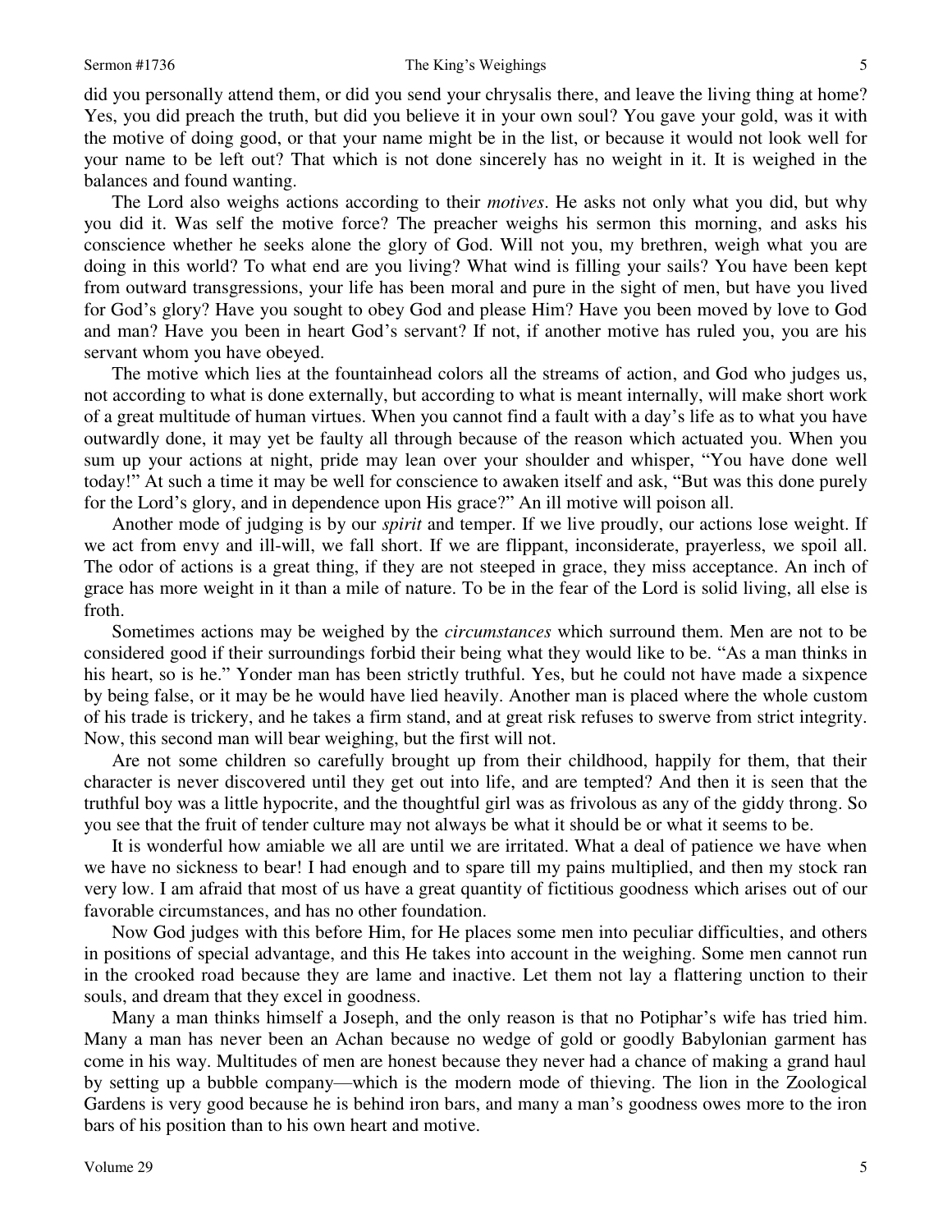did you personally attend them, or did you send your chrysalis there, and leave the living thing at home? Yes, you did preach the truth, but did you believe it in your own soul? You gave your gold, was it with the motive of doing good, or that your name might be in the list, or because it would not look well for your name to be left out? That which is not done sincerely has no weight in it. It is weighed in the balances and found wanting.

The Lord also weighs actions according to their *motives*. He asks not only what you did, but why you did it. Was self the motive force? The preacher weighs his sermon this morning, and asks his conscience whether he seeks alone the glory of God. Will not you, my brethren, weigh what you are doing in this world? To what end are you living? What wind is filling your sails? You have been kept from outward transgressions, your life has been moral and pure in the sight of men, but have you lived for God's glory? Have you sought to obey God and please Him? Have you been moved by love to God and man? Have you been in heart God's servant? If not, if another motive has ruled you, you are his servant whom you have obeyed.

The motive which lies at the fountainhead colors all the streams of action, and God who judges us, not according to what is done externally, but according to what is meant internally, will make short work of a great multitude of human virtues. When you cannot find a fault with a day's life as to what you have outwardly done, it may yet be faulty all through because of the reason which actuated you. When you sum up your actions at night, pride may lean over your shoulder and whisper, "You have done well today!" At such a time it may be well for conscience to awaken itself and ask, "But was this done purely for the Lord's glory, and in dependence upon His grace?" An ill motive will poison all.

Another mode of judging is by our *spirit* and temper. If we live proudly, our actions lose weight. If we act from envy and ill-will, we fall short. If we are flippant, inconsiderate, prayerless, we spoil all. The odor of actions is a great thing, if they are not steeped in grace, they miss acceptance. An inch of grace has more weight in it than a mile of nature. To be in the fear of the Lord is solid living, all else is froth.

Sometimes actions may be weighed by the *circumstances* which surround them. Men are not to be considered good if their surroundings forbid their being what they would like to be. "As a man thinks in his heart, so is he." Yonder man has been strictly truthful. Yes, but he could not have made a sixpence by being false, or it may be he would have lied heavily. Another man is placed where the whole custom of his trade is trickery, and he takes a firm stand, and at great risk refuses to swerve from strict integrity. Now, this second man will bear weighing, but the first will not.

Are not some children so carefully brought up from their childhood, happily for them, that their character is never discovered until they get out into life, and are tempted? And then it is seen that the truthful boy was a little hypocrite, and the thoughtful girl was as frivolous as any of the giddy throng. So you see that the fruit of tender culture may not always be what it should be or what it seems to be.

It is wonderful how amiable we all are until we are irritated. What a deal of patience we have when we have no sickness to bear! I had enough and to spare till my pains multiplied, and then my stock ran very low. I am afraid that most of us have a great quantity of fictitious goodness which arises out of our favorable circumstances, and has no other foundation.

Now God judges with this before Him, for He places some men into peculiar difficulties, and others in positions of special advantage, and this He takes into account in the weighing. Some men cannot run in the crooked road because they are lame and inactive. Let them not lay a flattering unction to their souls, and dream that they excel in goodness.

Many a man thinks himself a Joseph, and the only reason is that no Potiphar's wife has tried him. Many a man has never been an Achan because no wedge of gold or goodly Babylonian garment has come in his way. Multitudes of men are honest because they never had a chance of making a grand haul by setting up a bubble company—which is the modern mode of thieving. The lion in the Zoological Gardens is very good because he is behind iron bars, and many a man's goodness owes more to the iron bars of his position than to his own heart and motive.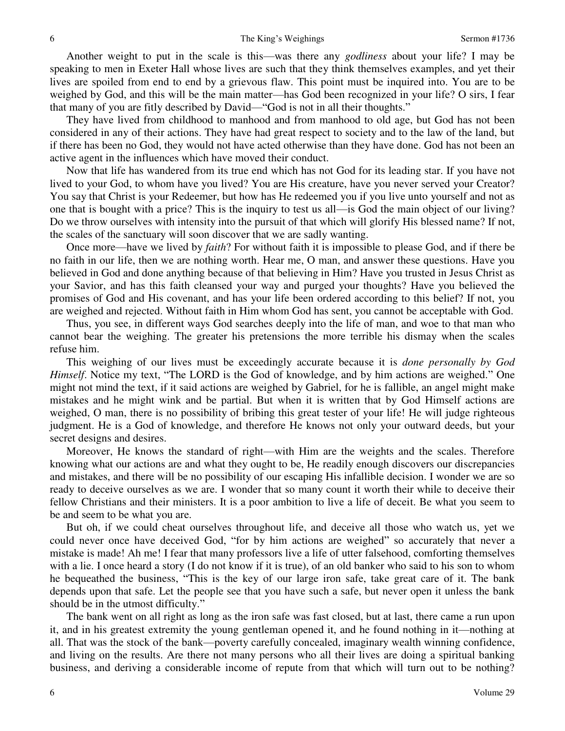Another weight to put in the scale is this—was there any *godliness* about your life? I may be speaking to men in Exeter Hall whose lives are such that they think themselves examples, and yet their lives are spoiled from end to end by a grievous flaw. This point must be inquired into. You are to be weighed by God, and this will be the main matter—has God been recognized in your life? O sirs, I fear that many of you are fitly described by David—"God is not in all their thoughts."

They have lived from childhood to manhood and from manhood to old age, but God has not been considered in any of their actions. They have had great respect to society and to the law of the land, but if there has been no God, they would not have acted otherwise than they have done. God has not been an active agent in the influences which have moved their conduct.

Now that life has wandered from its true end which has not God for its leading star. If you have not lived to your God, to whom have you lived? You are His creature, have you never served your Creator? You say that Christ is your Redeemer, but how has He redeemed you if you live unto yourself and not as one that is bought with a price? This is the inquiry to test us all—is God the main object of our living? Do we throw ourselves with intensity into the pursuit of that which will glorify His blessed name? If not, the scales of the sanctuary will soon discover that we are sadly wanting.

Once more—have we lived by *faith*? For without faith it is impossible to please God, and if there be no faith in our life, then we are nothing worth. Hear me, O man, and answer these questions. Have you believed in God and done anything because of that believing in Him? Have you trusted in Jesus Christ as your Savior, and has this faith cleansed your way and purged your thoughts? Have you believed the promises of God and His covenant, and has your life been ordered according to this belief? If not, you are weighed and rejected. Without faith in Him whom God has sent, you cannot be acceptable with God.

Thus, you see, in different ways God searches deeply into the life of man, and woe to that man who cannot bear the weighing. The greater his pretensions the more terrible his dismay when the scales refuse him.

This weighing of our lives must be exceedingly accurate because it is *done personally by God Himself*. Notice my text, "The LORD is the God of knowledge, and by him actions are weighed." One might not mind the text, if it said actions are weighed by Gabriel, for he is fallible, an angel might make mistakes and he might wink and be partial. But when it is written that by God Himself actions are weighed, O man, there is no possibility of bribing this great tester of your life! He will judge righteous judgment. He is a God of knowledge, and therefore He knows not only your outward deeds, but your secret designs and desires.

Moreover, He knows the standard of right—with Him are the weights and the scales. Therefore knowing what our actions are and what they ought to be, He readily enough discovers our discrepancies and mistakes, and there will be no possibility of our escaping His infallible decision. I wonder we are so ready to deceive ourselves as we are. I wonder that so many count it worth their while to deceive their fellow Christians and their ministers. It is a poor ambition to live a life of deceit. Be what you seem to be and seem to be what you are.

But oh, if we could cheat ourselves throughout life, and deceive all those who watch us, yet we could never once have deceived God, "for by him actions are weighed" so accurately that never a mistake is made! Ah me! I fear that many professors live a life of utter falsehood, comforting themselves with a lie. I once heard a story (I do not know if it is true), of an old banker who said to his son to whom he bequeathed the business, "This is the key of our large iron safe, take great care of it. The bank depends upon that safe. Let the people see that you have such a safe, but never open it unless the bank should be in the utmost difficulty."

The bank went on all right as long as the iron safe was fast closed, but at last, there came a run upon it, and in his greatest extremity the young gentleman opened it, and he found nothing in it—nothing at all. That was the stock of the bank—poverty carefully concealed, imaginary wealth winning confidence, and living on the results. Are there not many persons who all their lives are doing a spiritual banking business, and deriving a considerable income of repute from that which will turn out to be nothing?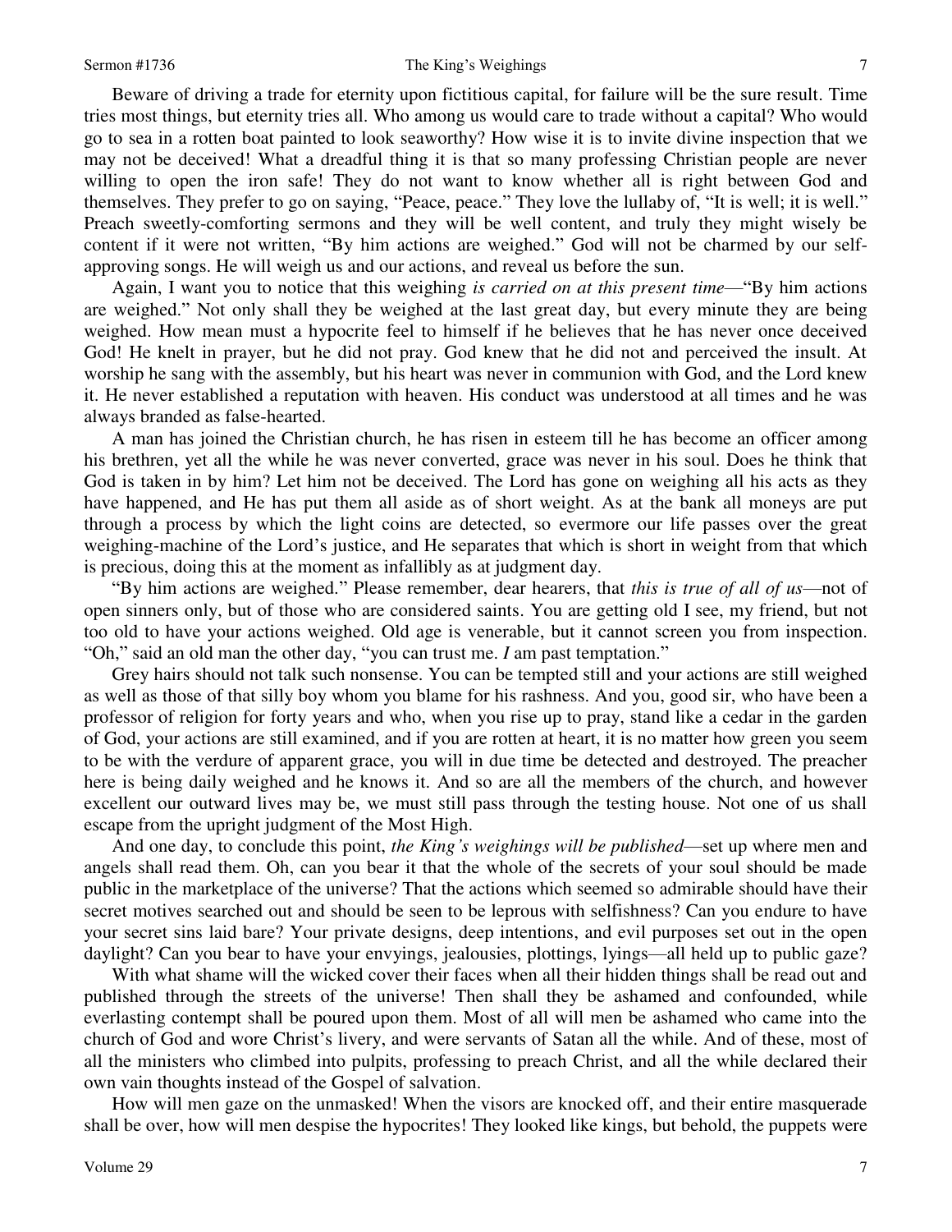Beware of driving a trade for eternity upon fictitious capital, for failure will be the sure result. Time tries most things, but eternity tries all. Who among us would care to trade without a capital? Who would go to sea in a rotten boat painted to look seaworthy? How wise it is to invite divine inspection that we may not be deceived! What a dreadful thing it is that so many professing Christian people are never willing to open the iron safe! They do not want to know whether all is right between God and themselves. They prefer to go on saying, "Peace, peace." They love the lullaby of, "It is well; it is well." Preach sweetly-comforting sermons and they will be well content, and truly they might wisely be content if it were not written, "By him actions are weighed." God will not be charmed by our self-approving songs. He will weigh us and our actions, and reveal us before the sun.

Again, I want you to notice that this weighing *is carried on at this present time*—"By him actions are weighed." Not only shall they be weighed at the last great day, but every minute they are being weighed. How mean must a hypocrite feel to himself if he believes that he has never once deceived God! He knelt in prayer, but he did not pray. God knew that he did not and perceived the insult. At worship he sang with the assembly, but his heart was never in communion with God, and the Lord knew it. He never established a reputation with heaven. His conduct was understood at all times and he was always branded as false-hearted.

A man has joined the Christian church, he has risen in esteem till he has become an officer among his brethren, yet all the while he was never converted, grace was never in his soul. Does he think that God is taken in by him? Let him not be deceived. The Lord has gone on weighing all his acts as they have happened, and He has put them all aside as of short weight. As at the bank all moneys are put through a process by which the light coins are detected, so evermore our life passes over the great weighing-machine of the Lord's justice, and He separates that which is short in weight from that which is precious, doing this at the moment as infallibly as at judgment day.

"By him actions are weighed." Please remember, dear hearers, that *this is true of all of us*—not of open sinners only, but of those who are considered saints. You are getting old I see, my friend, but not too old to have your actions weighed. Old age is venerable, but it cannot screen you from inspection. "Oh," said an old man the other day, "you can trust me. *I* am past temptation."

Grey hairs should not talk such nonsense. You can be tempted still and your actions are still weighed as well as those of that silly boy whom you blame for his rashness. And you, good sir, who have been a professor of religion for forty years and who, when you rise up to pray, stand like a cedar in the garden of God, your actions are still examined, and if you are rotten at heart, it is no matter how green you seem to be with the verdure of apparent grace, you will in due time be detected and destroyed. The preacher here is being daily weighed and he knows it. And so are all the members of the church, and however excellent our outward lives may be, we must still pass through the testing house. Not one of us shall escape from the upright judgment of the Most High.

And one day, to conclude this point, *the King's weighings will be published*—set up where men and angels shall read them. Oh, can you bear it that the whole of the secrets of your soul should be made public in the marketplace of the universe? That the actions which seemed so admirable should have their secret motives searched out and should be seen to be leprous with selfishness? Can you endure to have your secret sins laid bare? Your private designs, deep intentions, and evil purposes set out in the open daylight? Can you bear to have your envyings, jealousies, plottings, lyings—all held up to public gaze?

With what shame will the wicked cover their faces when all their hidden things shall be read out and published through the streets of the universe! Then shall they be ashamed and confounded, while everlasting contempt shall be poured upon them. Most of all will men be ashamed who came into the church of God and wore Christ's livery, and were servants of Satan all the while. And of these, most of all the ministers who climbed into pulpits, professing to preach Christ, and all the while declared their own vain thoughts instead of the Gospel of salvation.

How will men gaze on the unmasked! When the visors are knocked off, and their entire masquerade shall be over, how will men despise the hypocrites! They looked like kings, but behold, the puppets were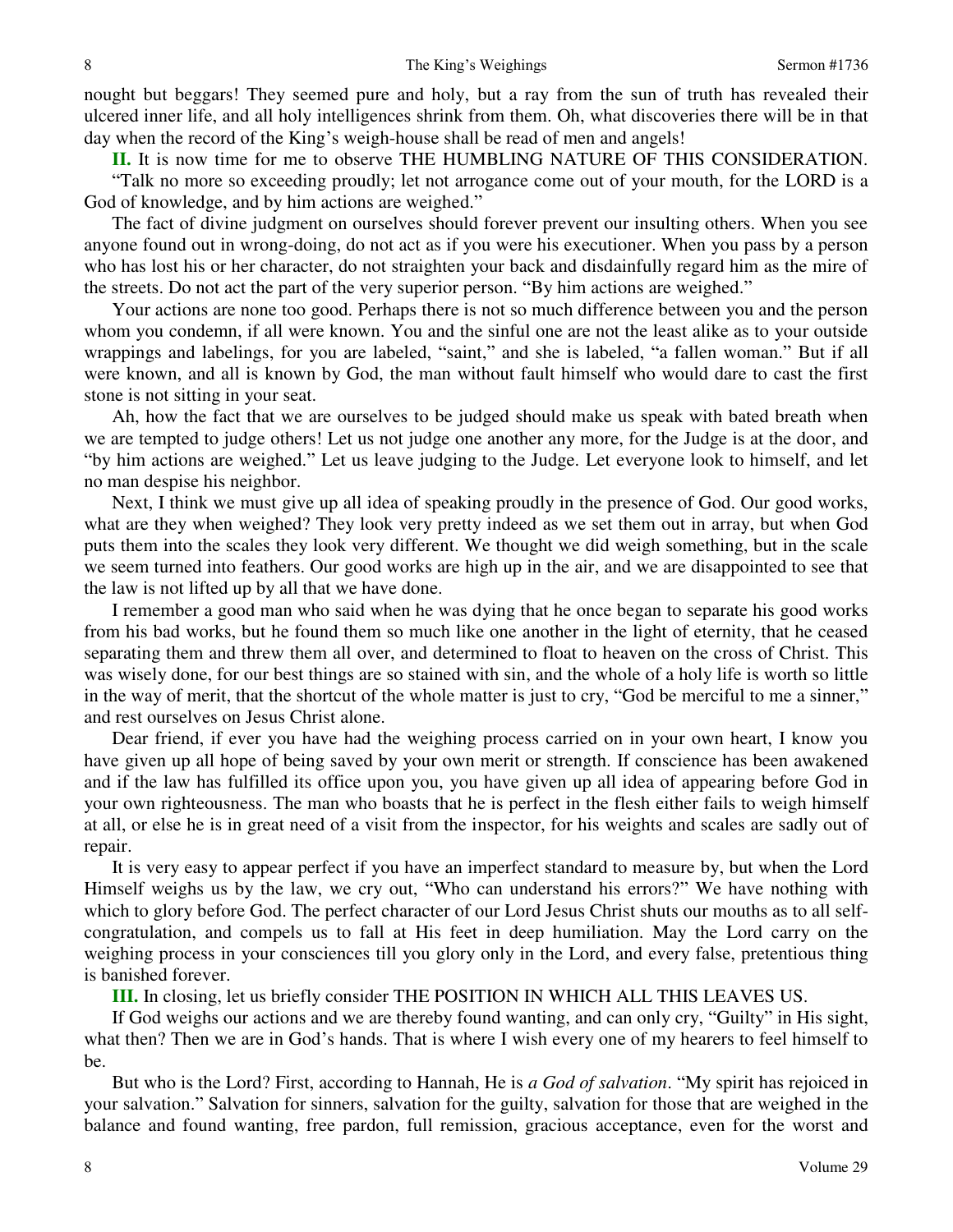nought but beggars! They seemed pure and holy, but a ray from the sun of truth has revealed their ulcered inner life, and all holy intelligences shrink from them. Oh, what discoveries there will be in that day when the record of the King's weigh-house shall be read of men and angels!

**II.** It is now time for me to observe THE HUMBLING NATURE OF THIS CONSIDERATION. "Talk no more so exceeding proudly; let not arrogance come out of your mouth, for the LORD is a God of knowledge, and by him actions are weighed."

The fact of divine judgment on ourselves should forever prevent our insulting others. When you see anyone found out in wrong-doing, do not act as if you were his executioner. When you pass by a person who has lost his or her character, do not straighten your back and disdainfully regard him as the mire of the streets. Do not act the part of the very superior person. "By him actions are weighed."

Your actions are none too good. Perhaps there is not so much difference between you and the person whom you condemn, if all were known. You and the sinful one are not the least alike as to your outside wrappings and labelings, for you are labeled, "saint," and she is labeled, "a fallen woman." But if all were known, and all is known by God, the man without fault himself who would dare to cast the first stone is not sitting in your seat.

Ah, how the fact that we are ourselves to be judged should make us speak with bated breath when we are tempted to judge others! Let us not judge one another any more, for the Judge is at the door, and "by him actions are weighed." Let us leave judging to the Judge. Let everyone look to himself, and let no man despise his neighbor.

Next, I think we must give up all idea of speaking proudly in the presence of God. Our good works, what are they when weighed? They look very pretty indeed as we set them out in array, but when God puts them into the scales they look very different. We thought we did weigh something, but in the scale we seem turned into feathers. Our good works are high up in the air, and we are disappointed to see that the law is not lifted up by all that we have done.

I remember a good man who said when he was dying that he once began to separate his good works from his bad works, but he found them so much like one another in the light of eternity, that he ceased separating them and threw them all over, and determined to float to heaven on the cross of Christ. This was wisely done, for our best things are so stained with sin, and the whole of a holy life is worth so little in the way of merit, that the shortcut of the whole matter is just to cry, "God be merciful to me a sinner," and rest ourselves on Jesus Christ alone.

Dear friend, if ever you have had the weighing process carried on in your own heart, I know you have given up all hope of being saved by your own merit or strength. If conscience has been awakened and if the law has fulfilled its office upon you, you have given up all idea of appearing before God in your own righteousness. The man who boasts that he is perfect in the flesh either fails to weigh himself at all, or else he is in great need of a visit from the inspector, for his weights and scales are sadly out of repair.

It is very easy to appear perfect if you have an imperfect standard to measure by, but when the Lord Himself weighs us by the law, we cry out, "Who can understand his errors?" We have nothing with which to glory before God. The perfect character of our Lord Jesus Christ shuts our mouths as to all self-congratulation, and compels us to fall at His feet in deep humiliation. May the Lord carry on the weighing process in your consciences till you glory only in the Lord, and every false, pretentious thing is banished forever.

**III.** In closing, let us briefly consider THE POSITION IN WHICH ALL THIS LEAVES US.

If God weighs our actions and we are thereby found wanting, and can only cry, "Guilty" in His sight, what then? Then we are in God's hands. That is where I wish every one of my hearers to feel himself to be.

But who is the Lord? First, according to Hannah, He is *a God of salvation*. "My spirit has rejoiced in your salvation." Salvation for sinners, salvation for the guilty, salvation for those that are weighed in the balance and found wanting, free pardon, full remission, gracious acceptance, even for the worst and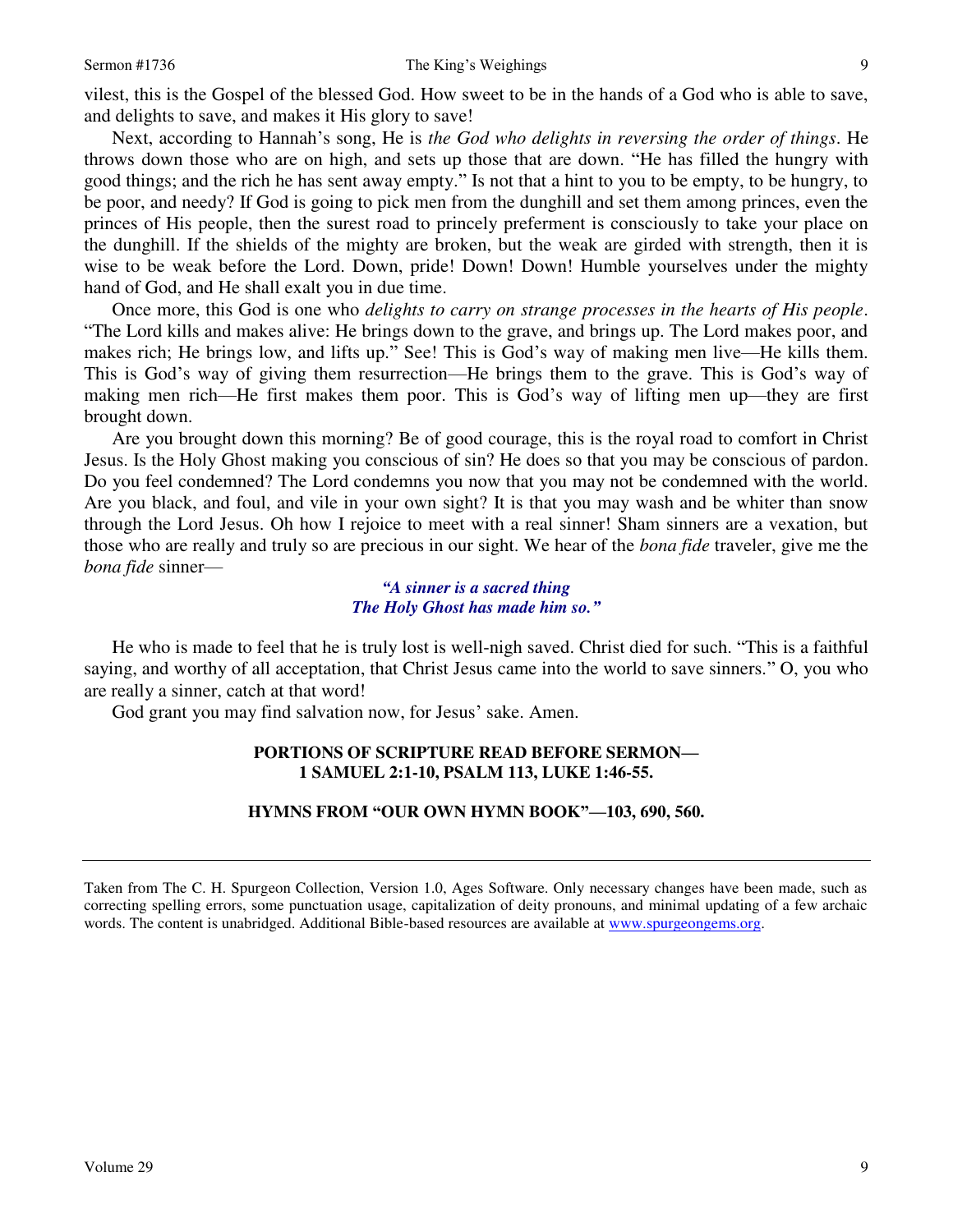vilest, this is the Gospel of the blessed God. How sweet to be in the hands of a God who is able to save, and delights to save, and makes it His glory to save!

Next, according to Hannah's song, He is *the God who delights in reversing the order of things*. He throws down those who are on high, and sets up those that are down. "He has filled the hungry with good things; and the rich he has sent away empty." Is not that a hint to you to be empty, to be hungry, to be poor, and needy? If God is going to pick men from the dunghill and set them among princes, even the princes of His people, then the surest road to princely preferment is consciously to take your place on the dunghill. If the shields of the mighty are broken, but the weak are girded with strength, then it is wise to be weak before the Lord. Down, pride! Down! Down! Humble yourselves under the mighty hand of God, and He shall exalt you in due time.

Once more, this God is one who *delights to carry on strange processes in the hearts of His people*. "The Lord kills and makes alive: He brings down to the grave, and brings up. The Lord makes poor, and makes rich; He brings low, and lifts up." See! This is God's way of making men live—He kills them. This is God's way of giving them resurrection—He brings them to the grave. This is God's way of making men rich—He first makes them poor. This is God's way of lifting men up—they are first brought down.

Are you brought down this morning? Be of good courage, this is the royal road to comfort in Christ Jesus. Is the Holy Ghost making you conscious of sin? He does so that you may be conscious of pardon. Do you feel condemned? The Lord condemns you now that you may not be condemned with the world. Are you black, and foul, and vile in your own sight? It is that you may wash and be whiter than snow through the Lord Jesus. Oh how I rejoice to meet with a real sinner! Sham sinners are a vexation, but those who are really and truly so are precious in our sight. We hear of the *bona fide* traveler, give me the *bona fide* sinner—

> ***"A sinner is a sacred thing***
> ***The Holy Ghost has made him so."***

He who is made to feel that he is truly lost is well-nigh saved. Christ died for such. "This is a faithful saying, and worthy of all acceptation, that Christ Jesus came into the world to save sinners." O, you who are really a sinner, catch at that word!

God grant you may find salvation now, for Jesus' sake. Amen.

**PORTIONS OF SCRIPTURE READ BEFORE SERMON—
1 SAMUEL 2:1-10, PSALM 113, LUKE 1:46-55.**

**HYMNS FROM "OUR OWN HYMN BOOK"—103, 690, 560.**

---

Taken from The C. H. Spurgeon Collection, Version 1.0, Ages Software. Only necessary changes have been made, such as correcting spelling errors, some punctuation usage, capitalization of deity pronouns, and minimal updating of a few archaic words. The content is unabridged. Additional Bible-based resources are available at www.spurgeongems.org.